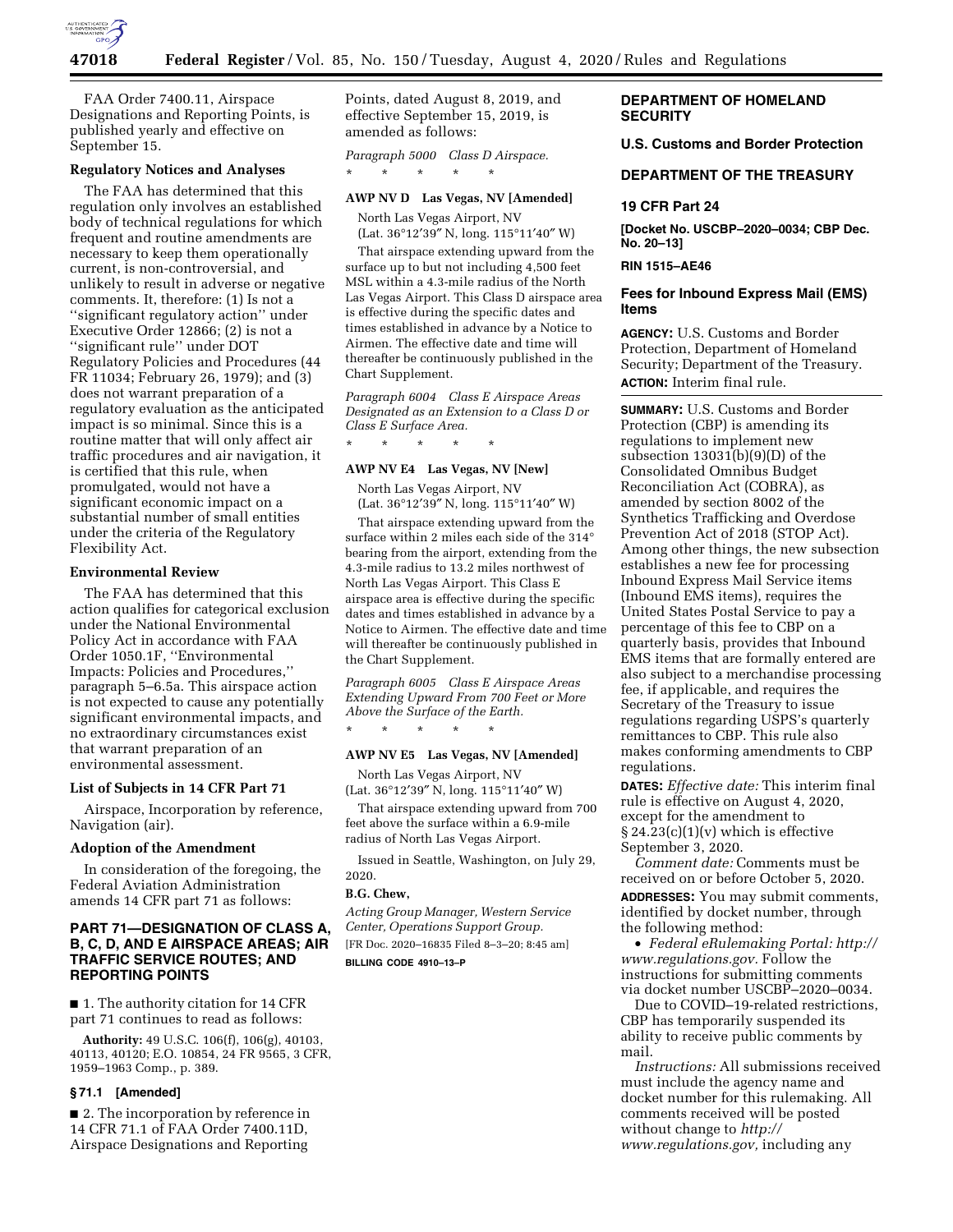FAA Order 7400.11, Airspace Designations and Reporting Points, is published yearly and effective on September 15.

### Regulatory Notices and Analyses

The FAA has determined that this regulation only involves an established body of technical regulations for which frequent and routine amendments are necessary to keep them operationally current, is non-controversial, and unlikely to result in adverse or negative comments. It, therefore: (1) Is not a ''significant regulatory action'' under Executive Order 12866; (2) is not a ''significant rule'' under DOT Regulatory Policies and Procedures (44 FR 11034; February 26, 1979); and (3) does not warrant preparation of a regulatory evaluation as the anticipated impact is so minimal. Since this is a routine matter that will only affect air traffic procedures and air navigation, it is certified that this rule, when promulgated, would not have a significant economic impact on a substantial number of small entities under the criteria of the Regulatory Flexibility Act.

### Environmental Review

The FAA has determined that this action qualifies for categorical exclusion under the National Environmental Policy Act in accordance with FAA Order 1050.1F, ''Environmental Impacts: Policies and Procedures,'' paragraph 5–6.5a. This airspace action is not expected to cause any potentially significant environmental impacts, and no extraordinary circumstances exist that warrant preparation of an environmental assessment.

### List of Subjects in 14 CFR Part 71

Airspace, Incorporation by reference, Navigation (air).

### Adoption of the Amendment

In consideration of the foregoing, the Federal Aviation Administration amends 14 CFR part 71 as follows:

## PART 71—DESIGNATION OF CLASS A, B, C, D, AND E AIRSPACE AREAS; AIR TRAFFIC SERVICE ROUTES; AND REPORTING POINTS

■ 1. The authority citation for 14 CFR part 71 continues to read as follows:

**Authority:** 49 U.S.C. 106(f), 106(g), 40103, 40113, 40120; E.O. 10854, 24 FR 9565, 3 CFR, 1959–1963 Comp., p. 389.

### § 71.1 [Amended]

■ 2. The incorporation by reference in 14 CFR 71.1 of FAA Order 7400.11D, Airspace Designations and Reporting Points, dated August 8, 2019, and effective September 15, 2019, is amended as follows:

*Paragraph 5000 Class D Airspace.*

\* \* \* \* \*

**AWP NV D Las Vegas, NV [Amended]**

North Las Vegas Airport, NV
(Lat. 36°12′39″ N, long. 115°11′40″ W)

That airspace extending upward from the surface up to but not including 4,500 feet MSL within a 4.3-mile radius of the North Las Vegas Airport. This Class D airspace area is effective during the specific dates and times established in advance by a Notice to Airmen. The effective date and time will thereafter be continuously published in the Chart Supplement.

*Paragraph 6004 Class E Airspace Areas Designated as an Extension to a Class D or Class E Surface Area.*

\* \* \* \* \*

**AWP NV E4 Las Vegas, NV [New]**

North Las Vegas Airport, NV
(Lat. 36°12′39″ N, long. 115°11′40″ W)

That airspace extending upward from the surface within 2 miles each side of the 314° bearing from the airport, extending from the 4.3-mile radius to 13.2 miles northwest of North Las Vegas Airport. This Class E airspace area is effective during the specific dates and times established in advance by a Notice to Airmen. The effective date and time will thereafter be continuously published in the Chart Supplement.

*Paragraph 6005 Class E Airspace Areas Extending Upward From 700 Feet or More Above the Surface of the Earth.*

\* \* \* \* \*

**AWP NV E5 Las Vegas, NV [Amended]**

North Las Vegas Airport, NV
(Lat. 36°12′39″ N, long. 115°11′40″ W)

That airspace extending upward from 700 feet above the surface within a 6.9-mile radius of North Las Vegas Airport.

Issued in Seattle, Washington, on July 29, 2020.

**B.G. Chew,**

*Acting Group Manager, Western Service Center, Operations Support Group.*

[FR Doc. 2020–16835 Filed 8–3–20; 8:45 am]

**BILLING CODE 4910–13–P**

## DEPARTMENT OF HOMELAND SECURITY

### U.S. Customs and Border Protection

## DEPARTMENT OF THE TREASURY

### 19 CFR Part 24

**[Docket No. USCBP–2020–0034; CBP Dec. No. 20–13]**

**RIN 1515–AE46**

### Fees for Inbound Express Mail (EMS) Items

**AGENCY:** U.S. Customs and Border Protection, Department of Homeland Security; Department of the Treasury.

**ACTION:** Interim final rule.

**SUMMARY:** U.S. Customs and Border Protection (CBP) is amending its regulations to implement new subsection 13031(b)(9)(D) of the Consolidated Omnibus Budget Reconciliation Act (COBRA), as amended by section 8002 of the Synthetics Trafficking and Overdose Prevention Act of 2018 (STOP Act). Among other things, the new subsection establishes a new fee for processing Inbound Express Mail Service items (Inbound EMS items), requires the United States Postal Service to pay a percentage of this fee to CBP on a quarterly basis, provides that Inbound EMS items that are formally entered are also subject to a merchandise processing fee, if applicable, and requires the Secretary of the Treasury to issue regulations regarding USPS's quarterly remittances to CBP. This rule also makes conforming amendments to CBP regulations.

**DATES:** *Effective date:* This interim final rule is effective on August 4, 2020, except for the amendment to § 24.23(c)(1)(v) which is effective September 3, 2020.

*Comment date:* Comments must be received on or before October 5, 2020.

**ADDRESSES:** You may submit comments, identified by docket number, through the following method:

• *Federal eRulemaking Portal: http://www.regulations.gov.* Follow the instructions for submitting comments via docket number USCBP–2020–0034.

Due to COVID–19-related restrictions, CBP has temporarily suspended its ability to receive public comments by mail.

*Instructions:* All submissions received must include the agency name and docket number for this rulemaking. All comments received will be posted without change to *http://www.regulations.gov,* including any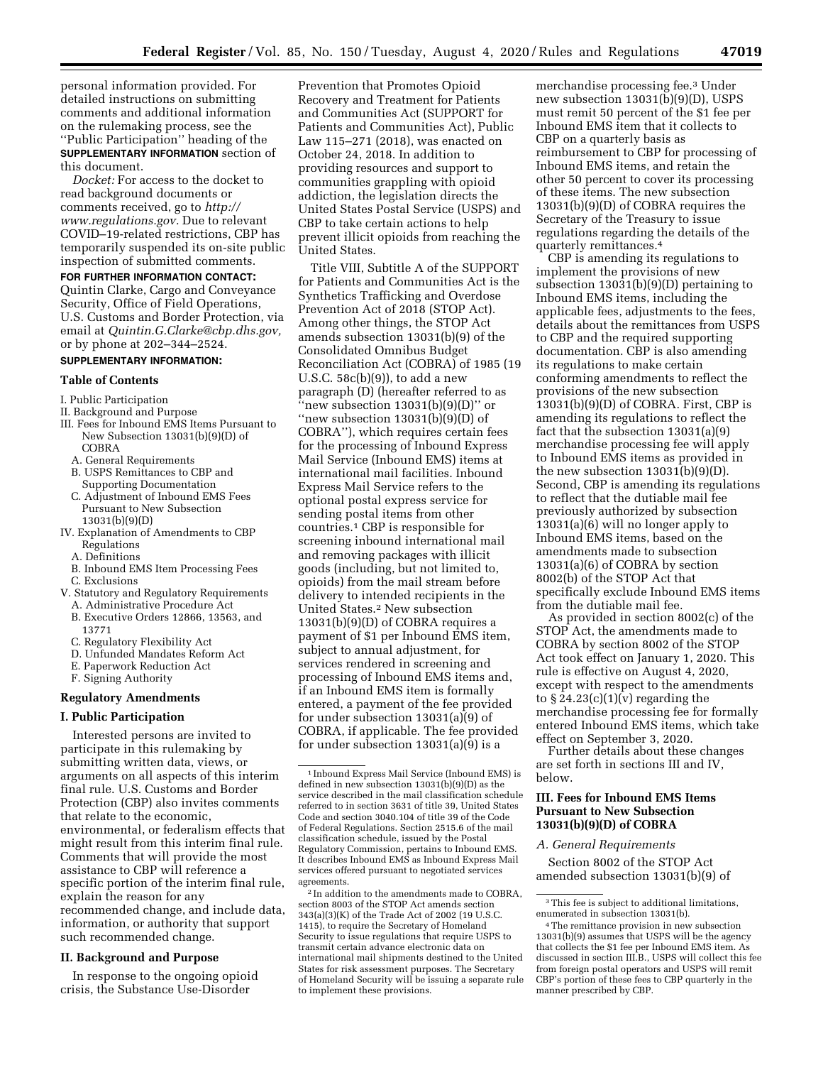personal information provided. For detailed instructions on submitting comments and additional information on the rulemaking process, see the ''Public Participation'' heading of the **SUPPLEMENTARY INFORMATION** section of this document.

*Docket:* For access to the docket to read background documents or comments received, go to *http://www.regulations.gov.* Due to relevant COVID–19-related restrictions, CBP has temporarily suspended its on-site public inspection of submitted comments.

**FOR FURTHER INFORMATION CONTACT:** Quintin Clarke, Cargo and Conveyance Security, Office of Field Operations, U.S. Customs and Border Protection, via email at *Quintin.G.Clarke@cbp.dhs.gov,* or by phone at 202–344–2524.

**SUPPLEMENTARY INFORMATION:**

**Table of Contents**

I. Public Participation
II. Background and Purpose
III. Fees for Inbound EMS Items Pursuant to New Subsection 13031(b)(9)(D) of COBRA
  A. General Requirements
  B. USPS Remittances to CBP and Supporting Documentation
  C. Adjustment of Inbound EMS Fees Pursuant to New Subsection 13031(b)(9)(D)
IV. Explanation of Amendments to CBP Regulations
  A. Definitions
  B. Inbound EMS Item Processing Fees
  C. Exclusions
V. Statutory and Regulatory Requirements
  A. Administrative Procedure Act
  B. Executive Orders 12866, 13563, and 13771
  C. Regulatory Flexibility Act
  D. Unfunded Mandates Reform Act
  E. Paperwork Reduction Act
  F. Signing Authority

**Regulatory Amendments**

## I. Public Participation

Interested persons are invited to participate in this rulemaking by submitting written data, views, or arguments on all aspects of this interim final rule. U.S. Customs and Border Protection (CBP) also invites comments that relate to the economic, environmental, or federalism effects that might result from this interim final rule. Comments that will provide the most assistance to CBP will reference a specific portion of the interim final rule, explain the reason for any recommended change, and include data, information, or authority that support such recommended change.

## II. Background and Purpose

In response to the ongoing opioid crisis, the Substance Use-Disorder Prevention that Promotes Opioid Recovery and Treatment for Patients and Communities Act (SUPPORT for Patients and Communities Act), Public Law 115–271 (2018), was enacted on October 24, 2018. In addition to providing resources and support to communities grappling with opioid addiction, the legislation directs the United States Postal Service (USPS) and CBP to take certain actions to help prevent illicit opioids from reaching the United States.

Title VIII, Subtitle A of the SUPPORT for Patients and Communities Act is the Synthetics Trafficking and Overdose Prevention Act of 2018 (STOP Act). Among other things, the STOP Act amends subsection 13031(b)(9) of the Consolidated Omnibus Budget Reconciliation Act (COBRA) of 1985 (19 U.S.C. 58c(b)(9)), to add a new paragraph (D) (hereafter referred to as ''new subsection 13031(b)(9)(D)'' or ''new subsection 13031(b)(9)(D) of COBRA''), which requires certain fees for the processing of Inbound Express Mail Service (Inbound EMS) items at international mail facilities. Inbound Express Mail Service refers to the optional postal express service for sending postal items from other countries.[1] CBP is responsible for screening inbound international mail and removing packages with illicit goods (including, but not limited to, opioids) from the mail stream before delivery to intended recipients in the United States.[2] New subsection 13031(b)(9)(D) of COBRA requires a payment of $1 per Inbound EMS item, subject to annual adjustment, for services rendered in screening and processing of Inbound EMS items and, if an Inbound EMS item is formally entered, a payment of the fee provided for under subsection 13031(a)(9) of COBRA, if applicable. The fee provided for under subsection 13031(a)(9) is a merchandise processing fee.[3] Under new subsection 13031(b)(9)(D), USPS must remit 50 percent of the $1 fee per Inbound EMS item that it collects to CBP on a quarterly basis as reimbursement to CBP for processing of Inbound EMS items, and retain the other 50 percent to cover its processing of these items. The new subsection 13031(b)(9)(D) of COBRA requires the Secretary of the Treasury to issue regulations regarding the details of the quarterly remittances.[4]

CBP is amending its regulations to implement the provisions of new subsection 13031(b)(9)(D) pertaining to Inbound EMS items, including the applicable fees, adjustments to the fees, details about the remittances from USPS to CBP and the required supporting documentation. CBP is also amending its regulations to make certain conforming amendments to reflect the provisions of the new subsection 13031(b)(9)(D) of COBRA. First, CBP is amending its regulations to reflect the fact that the subsection 13031(a)(9) merchandise processing fee will apply to Inbound EMS items as provided in the new subsection 13031(b)(9)(D). Second, CBP is amending its regulations to reflect that the dutiable mail fee previously authorized by subsection 13031(a)(6) will no longer apply to Inbound EMS items, based on the amendments made to subsection 13031(a)(6) of COBRA by section 8002(b) of the STOP Act that specifically exclude Inbound EMS items from the dutiable mail fee.

As provided in section 8002(c) of the STOP Act, the amendments made to COBRA by section 8002 of the STOP Act took effect on January 1, 2020. This rule is effective on August 4, 2020, except with respect to the amendments to § 24.23(c)(1)(v) regarding the merchandise processing fee for formally entered Inbound EMS items, which take effect on September 3, 2020.

Further details about these changes are set forth in sections III and IV, below.

## III. Fees for Inbound EMS Items Pursuant to New Subsection 13031(b)(9)(D) of COBRA

### A. General Requirements

Section 8002 of the STOP Act amended subsection 13031(b)(9) of

---

[1] Inbound Express Mail Service (Inbound EMS) is defined in new subsection 13031(b)(9)(D) as the service described in the mail classification schedule referred to in section 3631 of title 39, United States Code and section 3040.104 of title 39 of the Code of Federal Regulations. Section 2515.6 of the mail classification schedule, issued by the Postal Regulatory Commission, pertains to Inbound EMS. It describes Inbound EMS as Inbound Express Mail services offered pursuant to negotiated services agreements.

[2] In addition to the amendments made to COBRA, section 8003 of the STOP Act amends section 343(a)(3)(K) of the Trade Act of 2002 (19 U.S.C. 1415), to require the Secretary of Homeland Security to issue regulations that require USPS to transmit certain advance electronic data on international mail shipments destined to the United States for risk assessment purposes. The Secretary of Homeland Security will be issuing a separate rule to implement these provisions.

[3] This fee is subject to additional limitations, enumerated in subsection 13031(b).

[4] The remittance provision in new subsection 13031(b)(9) assumes that USPS will be the agency that collects the $1 fee per Inbound EMS item. As discussed in section III.B., USPS will collect this fee from foreign postal operators and USPS will remit CBP's portion of these fees to CBP quarterly in the manner prescribed by CBP.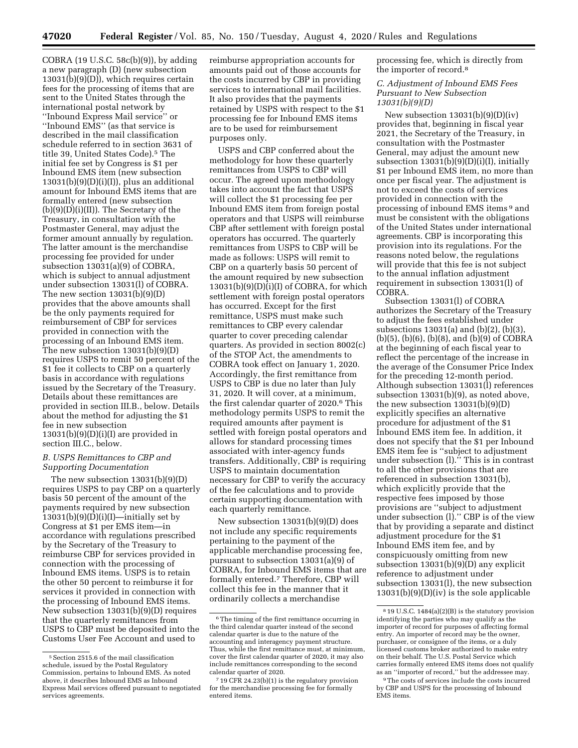COBRA (19 U.S.C. 58c(b)(9)), by adding a new paragraph (D) (new subsection 13031(b)(9)(D)), which requires certain fees for the processing of items that are sent to the United States through the international postal network by ''Inbound Express Mail service'' or ''Inbound EMS'' (as that service is described in the mail classification schedule referred to in section 3631 of title 39, United States Code).[5] The initial fee set by Congress is $1 per Inbound EMS item (new subsection 13031(b)(9)(D)(i)(I)), plus an additional amount for Inbound EMS items that are formally entered (new subsection (b)(9)(D)(i)(II)). The Secretary of the Treasury, in consultation with the Postmaster General, may adjust the former amount annually by regulation. The latter amount is the merchandise processing fee provided for under subsection 13031(a)(9) of COBRA, which is subject to annual adjustment under subsection 13031(l) of COBRA. The new section 13031(b)(9)(D) provides that the above amounts shall be the only payments required for reimbursement of CBP for services provided in connection with the processing of an Inbound EMS item. The new subsection 13031(b)(9)(D) requires USPS to remit 50 percent of the $1 fee it collects to CBP on a quarterly basis in accordance with regulations issued by the Secretary of the Treasury. Details about these remittances are provided in section III.B., below. Details about the method for adjusting the $1 fee in new subsection 13031(b)(9)(D)(i)(I) are provided in section III.C., below.

### B. USPS Remittances to CBP and Supporting Documentation

The new subsection 13031(b)(9)(D) requires USPS to pay CBP on a quarterly basis 50 percent of the amount of the payments required by new subsection 13031(b)(9)(D)(i)(I)—initially set by Congress at $1 per EMS item—in accordance with regulations prescribed by the Secretary of the Treasury to reimburse CBP for services provided in connection with the processing of Inbound EMS items. USPS is to retain the other 50 percent to reimburse it for services it provided in connection with the processing of Inbound EMS items. New subsection 13031(b)(9)(D) requires that the quarterly remittances from USPS to CBP must be deposited into the Customs User Fee Account and used to reimburse appropriation accounts for amounts paid out of those accounts for the costs incurred by CBP in providing services to international mail facilities. It also provides that the payments retained by USPS with respect to the $1 processing fee for Inbound EMS items are to be used for reimbursement purposes only.

USPS and CBP conferred about the methodology for how these quarterly remittances from USPS to CBP will occur. The agreed upon methodology takes into account the fact that USPS will collect the $1 processing fee per Inbound EMS item from foreign postal operators and that USPS will reimburse CBP after settlement with foreign postal operators has occurred. The quarterly remittances from USPS to CBP will be made as follows: USPS will remit to CBP on a quarterly basis 50 percent of the amount required by new subsection 13031(b)(9)(D)(i)(I) of COBRA, for which settlement with foreign postal operators has occurred. Except for the first remittance, USPS must make such remittances to CBP every calendar quarter to cover preceding calendar quarters. As provided in section 8002(c) of the STOP Act, the amendments to COBRA took effect on January 1, 2020. Accordingly, the first remittance from USPS to CBP is due no later than July 31, 2020. It will cover, at a minimum, the first calendar quarter of 2020.[6] This methodology permits USPS to remit the required amounts after payment is settled with foreign postal operators and allows for standard processing times associated with inter-agency funds transfers. Additionally, CBP is requiring USPS to maintain documentation necessary for CBP to verify the accuracy of the fee calculations and to provide certain supporting documentation with each quarterly remittance.

New subsection 13031(b)(9)(D) does not include any specific requirements pertaining to the payment of the applicable merchandise processing fee, pursuant to subsection 13031(a)(9) of COBRA, for Inbound EMS items that are formally entered.[7] Therefore, CBP will collect this fee in the manner that it ordinarily collects a merchandise processing fee, which is directly from the importer of record.[8]

### C. Adjustment of Inbound EMS Fees Pursuant to New Subsection 13031(b)(9)(D)

New subsection 13031(b)(9)(D)(iv) provides that, beginning in fiscal year 2021, the Secretary of the Treasury, in consultation with the Postmaster General, may adjust the amount new subsection 13031(b)(9)(D)(i)(I), initially $1 per Inbound EMS item, no more than once per fiscal year. The adjustment is not to exceed the costs of services provided in connection with the processing of inbound EMS items[9] and must be consistent with the obligations of the United States under international agreements. CBP is incorporating this provision into its regulations. For the reasons noted below, the regulations will provide that this fee is not subject to the annual inflation adjustment requirement in subsection 13031(l) of COBRA.

Subsection 13031(l) of COBRA authorizes the Secretary of the Treasury to adjust the fees established under subsections 13031(a) and (b)(2), (b)(3), (b)(5), (b)(6), (b)(8), and (b)(9) of COBRA at the beginning of each fiscal year to reflect the percentage of the increase in the average of the Consumer Price Index for the preceding 12-month period. Although subsection 13031(l) references subsection 13031(b)(9), as noted above, the new subsection 13031(b)(9)(D) explicitly specifies an alternative procedure for adjustment of the $1 Inbound EMS item fee. In addition, it does not specify that the $1 per Inbound EMS item fee is ''subject to adjustment under subsection (l).'' This is in contrast to all the other provisions that are referenced in subsection 13031(b), which explicitly provide that the respective fees imposed by those provisions are ''subject to adjustment under subsection (l).'' CBP is of the view that by providing a separate and distinct adjustment procedure for the $1 Inbound EMS item fee, and by conspicuously omitting from new subsection 13031(b)(9)(D) any explicit reference to adjustment under subsection 13031(l), the new subsection 13031(b)(9)(D)(iv) is the sole applicable

---

[5] Section 2515.6 of the mail classification schedule, issued by the Postal Regulatory Commission, pertains to Inbound EMS. As noted above, it describes Inbound EMS as Inbound Express Mail services offered pursuant to negotiated services agreements.

[6] The timing of the first remittance occurring in the third calendar quarter instead of the second calendar quarter is due to the nature of the accounting and interagency payment structure. Thus, while the first remittance must, at minimum, cover the first calendar quarter of 2020, it may also include remittances corresponding to the second calendar quarter of 2020.

[7] 19 CFR 24.23(b)(1) is the regulatory provision for the merchandise processing fee for formally entered items.

[8] 19 U.S.C. 1484(a)(2)(B) is the statutory provision identifying the parties who may qualify as the importer of record for purposes of affecting formal entry. An importer of record may be the owner, purchaser, or consignee of the items, or a duly licensed customs broker authorized to make entry on their behalf. The U.S. Postal Service which carries formally entered EMS items does not qualify as an ''importer of record,'' but the addressee may.

[9] The costs of services include the costs incurred by CBP and USPS for the processing of Inbound EMS items.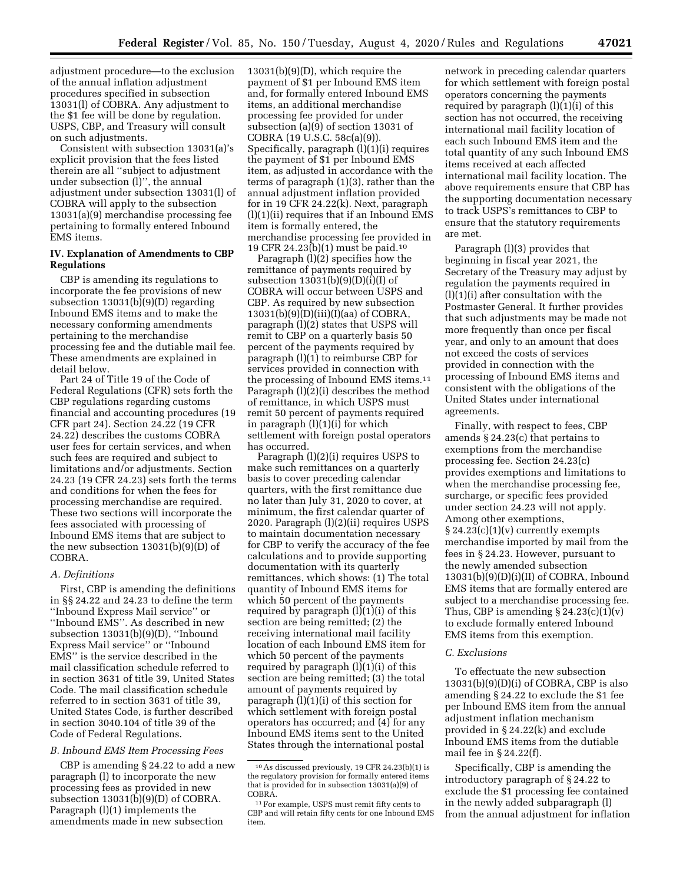adjustment procedure—to the exclusion of the annual inflation adjustment procedures specified in subsection 13031(l) of COBRA. Any adjustment to the $1 fee will be done by regulation. USPS, CBP, and Treasury will consult on such adjustments.

Consistent with subsection 13031(a)'s explicit provision that the fees listed therein are all ''subject to adjustment under subsection (l)'', the annual adjustment under subsection 13031(l) of COBRA will apply to the subsection 13031(a)(9) merchandise processing fee pertaining to formally entered Inbound EMS items.

## IV. Explanation of Amendments to CBP Regulations

CBP is amending its regulations to incorporate the fee provisions of new subsection 13031(b)(9)(D) regarding Inbound EMS items and to make the necessary conforming amendments pertaining to the merchandise processing fee and the dutiable mail fee. These amendments are explained in detail below.

Part 24 of Title 19 of the Code of Federal Regulations (CFR) sets forth the CBP regulations regarding customs financial and accounting procedures (19 CFR part 24). Section 24.22 (19 CFR 24.22) describes the customs COBRA user fees for certain services, and when such fees are required and subject to limitations and/or adjustments. Section 24.23 (19 CFR 24.23) sets forth the terms and conditions for when the fees for processing merchandise are required. These two sections will incorporate the fees associated with processing of Inbound EMS items that are subject to the new subsection 13031(b)(9)(D) of COBRA.

### *A. Definitions*

First, CBP is amending the definitions in §§ 24.22 and 24.23 to define the term ''Inbound Express Mail service'' or ''Inbound EMS''. As described in new subsection 13031(b)(9)(D), ''Inbound Express Mail service'' or ''Inbound EMS'' is the service described in the mail classification schedule referred to in section 3631 of title 39, United States Code. The mail classification schedule referred to in section 3631 of title 39, United States Code, is further described in section 3040.104 of title 39 of the Code of Federal Regulations.

### *B. Inbound EMS Item Processing Fees*

CBP is amending § 24.22 to add a new paragraph (l) to incorporate the new processing fees as provided in new subsection 13031(b)(9)(D) of COBRA. Paragraph (l)(1) implements the amendments made in new subsection 13031(b)(9)(D), which require the payment of $1 per Inbound EMS item and, for formally entered Inbound EMS items, an additional merchandise processing fee provided for under subsection (a)(9) of section 13031 of COBRA (19 U.S.C. 58c(a)(9)). Specifically, paragraph (l)(1)(i) requires the payment of $1 per Inbound EMS item, as adjusted in accordance with the terms of paragraph (l)(3), rather than the annual adjustment inflation provided for in 19 CFR 24.22(k). Next, paragraph (l)(1)(ii) requires that if an Inbound EMS item is formally entered, the merchandise processing fee provided in 19 CFR 24.23(b)(1) must be paid.[10]

Paragraph (l)(2) specifies how the remittance of payments required by subsection 13031(b)(9)(D)(i)(I) of COBRA will occur between USPS and CBP. As required by new subsection 13031(b)(9)(D)(iii)(I)(aa) of COBRA, paragraph (l)(2) states that USPS will remit to CBP on a quarterly basis 50 percent of the payments required by paragraph (l)(1) to reimburse CBP for services provided in connection with the processing of Inbound EMS items.[11] Paragraph (l)(2)(i) describes the method of remittance, in which USPS must remit 50 percent of payments required in paragraph (l)(1)(i) for which settlement with foreign postal operators has occurred.

Paragraph (l)(2)(i) requires USPS to make such remittances on a quarterly basis to cover preceding calendar quarters, with the first remittance due no later than July 31, 2020 to cover, at minimum, the first calendar quarter of 2020. Paragraph (l)(2)(ii) requires USPS to maintain documentation necessary for CBP to verify the accuracy of the fee calculations and to provide supporting documentation with its quarterly remittances, which shows: (1) The total quantity of Inbound EMS items for which 50 percent of the payments required by paragraph (l)(1)(i) of this section are being remitted; (2) the receiving international mail facility location of each Inbound EMS item for which 50 percent of the payments required by paragraph (l)(1)(i) of this section are being remitted; (3) the total amount of payments required by paragraph (l)(1)(i) of this section for which settlement with foreign postal operators has occurred; and (4) for any Inbound EMS items sent to the United States through the international postal network in preceding calendar quarters for which settlement with foreign postal operators concerning the payments required by paragraph (l)(1)(i) of this section has not occurred, the receiving international mail facility location of each such Inbound EMS item and the total quantity of any such Inbound EMS items received at each affected international mail facility location. The above requirements ensure that CBP has the supporting documentation necessary to track USPS's remittances to CBP to ensure that the statutory requirements are met.

Paragraph (l)(3) provides that beginning in fiscal year 2021, the Secretary of the Treasury may adjust by regulation the payments required in (l)(1)(i) after consultation with the Postmaster General. It further provides that such adjustments may be made not more frequently than once per fiscal year, and only to an amount that does not exceed the costs of services provided in connection with the processing of Inbound EMS items and consistent with the obligations of the United States under international agreements.

Finally, with respect to fees, CBP amends § 24.23(c) that pertains to exemptions from the merchandise processing fee. Section 24.23(c) provides exemptions and limitations to when the merchandise processing fee, surcharge, or specific fees provided under section 24.23 will not apply. Among other exemptions, § 24.23(c)(1)(v) currently exempts merchandise imported by mail from the fees in § 24.23. However, pursuant to the newly amended subsection 13031(b)(9)(D)(i)(II) of COBRA, Inbound EMS items that are formally entered are subject to a merchandise processing fee. Thus, CBP is amending § 24.23(c)(1)(v) to exclude formally entered Inbound EMS items from this exemption.

### *C. Exclusions*

To effectuate the new subsection 13031(b)(9)(D)(i) of COBRA, CBP is also amending § 24.22 to exclude the $1 fee per Inbound EMS item from the annual adjustment inflation mechanism provided in § 24.22(k) and exclude Inbound EMS items from the dutiable mail fee in § 24.22(f).

Specifically, CBP is amending the introductory paragraph of § 24.22 to exclude the $1 processing fee contained in the newly added subparagraph (l) from the annual adjustment for inflation

---

[10] As discussed previously, 19 CFR 24.23(b)(1) is the regulatory provision for formally entered items that is provided for in subsection 13031(a)(9) of COBRA.

[11] For example, USPS must remit fifty cents to CBP and will retain fifty cents for one Inbound EMS item.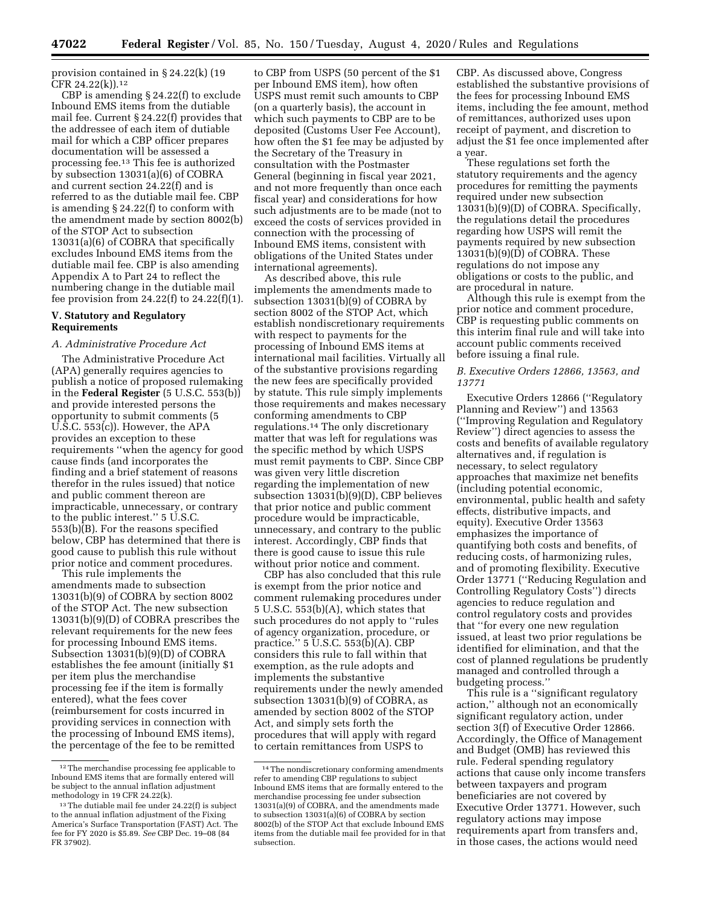provision contained in § 24.22(k) (19 CFR 24.22(k)).[12]

CBP is amending § 24.22(f) to exclude Inbound EMS items from the dutiable mail fee. Current § 24.22(f) provides that the addressee of each item of dutiable mail for which a CBP officer prepares documentation will be assessed a processing fee.[13] This fee is authorized by subsection 13031(a)(6) of COBRA and current section 24.22(f) and is referred to as the dutiable mail fee. CBP is amending § 24.22(f) to conform with the amendment made by section 8002(b) of the STOP Act to subsection 13031(a)(6) of COBRA that specifically excludes Inbound EMS items from the dutiable mail fee. CBP is also amending Appendix A to Part 24 to reflect the numbering change in the dutiable mail fee provision from 24.22(f) to 24.22(f)(1).

## V. Statutory and Regulatory Requirements

### A. Administrative Procedure Act

The Administrative Procedure Act (APA) generally requires agencies to publish a notice of proposed rulemaking in the **Federal Register** (5 U.S.C. 553(b)) and provide interested persons the opportunity to submit comments (5 U.S.C. 553(c)). However, the APA provides an exception to these requirements "when the agency for good cause finds (and incorporates the finding and a brief statement of reasons therefor in the rules issued) that notice and public comment thereon are impracticable, unnecessary, or contrary to the public interest." 5 U.S.C. 553(b)(B). For the reasons specified below, CBP has determined that there is good cause to publish this rule without prior notice and comment procedures.

This rule implements the amendments made to subsection 13031(b)(9) of COBRA by section 8002 of the STOP Act. The new subsection 13031(b)(9)(D) of COBRA prescribes the relevant requirements for the new fees for processing Inbound EMS items. Subsection 13031(b)(9)(D) of COBRA establishes the fee amount (initially $1 per item plus the merchandise processing fee if the item is formally entered), what the fees cover (reimbursement for costs incurred in providing services in connection with the processing of Inbound EMS items), the percentage of the fee to be remitted to CBP from USPS (50 percent of the $1 per Inbound EMS item), how often USPS must remit such amounts to CBP (on a quarterly basis), the account in which such payments to CBP are to be deposited (Customs User Fee Account), how often the $1 fee may be adjusted by the Secretary of the Treasury in consultation with the Postmaster General (beginning in fiscal year 2021, and not more frequently than once each fiscal year) and considerations for how such adjustments are to be made (not to exceed the costs of services provided in connection with the processing of Inbound EMS items, consistent with obligations of the United States under international agreements).

As described above, this rule implements the amendments made to subsection 13031(b)(9) of COBRA by section 8002 of the STOP Act, which establish nondiscretionary requirements with respect to payments for the processing of Inbound EMS items at international mail facilities. Virtually all of the substantive provisions regarding the new fees are specifically provided by statute. This rule simply implements those requirements and makes necessary conforming amendments to CBP regulations.[14] The only discretionary matter that was left for regulations was the specific method by which USPS must remit payments to CBP. Since CBP was given very little discretion regarding the implementation of new subsection 13031(b)(9)(D), CBP believes that prior notice and public comment procedure would be impracticable, unnecessary, and contrary to the public interest. Accordingly, CBP finds that there is good cause to issue this rule without prior notice and comment.

CBP has also concluded that this rule is exempt from the prior notice and comment rulemaking procedures under 5 U.S.C. 553(b)(A), which states that such procedures do not apply to "rules of agency organization, procedure, or practice." 5 U.S.C. 553(b)(A). CBP considers this rule to fall within that exemption, as the rule adopts and implements the substantive requirements under the newly amended subsection 13031(b)(9) of COBRA, as amended by section 8002 of the STOP Act, and simply sets forth the procedures that will apply with regard to certain remittances from USPS to CBP. As discussed above, Congress established the substantive provisions of the fees for processing Inbound EMS items, including the fee amount, method of remittances, authorized uses upon receipt of payment, and discretion to adjust the $1 fee once implemented after a year.

These regulations set forth the statutory requirements and the agency procedures for remitting the payments required under new subsection 13031(b)(9)(D) of COBRA. Specifically, the regulations detail the procedures regarding how USPS will remit the payments required by new subsection 13031(b)(9)(D) of COBRA. These regulations do not impose any obligations or costs to the public, and are procedural in nature.

Although this rule is exempt from the prior notice and comment procedure, CBP is requesting public comments on this interim final rule and will take into account public comments received before issuing a final rule.

### B. Executive Orders 12866, 13563, and 13771

Executive Orders 12866 ("Regulatory Planning and Review") and 13563 ("Improving Regulation and Regulatory Review") direct agencies to assess the costs and benefits of available regulatory alternatives and, if regulation is necessary, to select regulatory approaches that maximize net benefits (including potential economic, environmental, public health and safety effects, distributive impacts, and equity). Executive Order 13563 emphasizes the importance of quantifying both costs and benefits, of reducing costs, of harmonizing rules, and of promoting flexibility. Executive Order 13771 ("Reducing Regulation and Controlling Regulatory Costs") directs agencies to reduce regulation and control regulatory costs and provides that "for every one new regulation issued, at least two prior regulations be identified for elimination, and that the cost of planned regulations be prudently managed and controlled through a budgeting process."

This rule is a "significant regulatory action," although not an economically significant regulatory action, under section 3(f) of Executive Order 12866. Accordingly, the Office of Management and Budget (OMB) has reviewed this rule. Federal spending regulatory actions that cause only income transfers between taxpayers and program beneficiaries are not covered by Executive Order 13771. However, such regulatory actions may impose requirements apart from transfers and, in those cases, the actions would need

---

[12] The merchandise processing fee applicable to Inbound EMS items that are formally entered will be subject to the annual inflation adjustment methodology in 19 CFR 24.22(k).

[13] The dutiable mail fee under 24.22(f) is subject to the annual inflation adjustment of the Fixing America's Surface Transportation (FAST) Act. The fee for FY 2020 is $5.89. *See* CBP Dec. 19–08 (84 FR 37902).

[14] The nondiscretionary conforming amendments refer to amending CBP regulations to subject Inbound EMS items that are formally entered to the merchandise processing fee under subsection 13031(a)(9) of COBRA, and the amendments made to subsection 13031(a)(6) of COBRA by section 8002(b) of the STOP Act that exclude Inbound EMS items from the dutiable mail fee provided for in that subsection.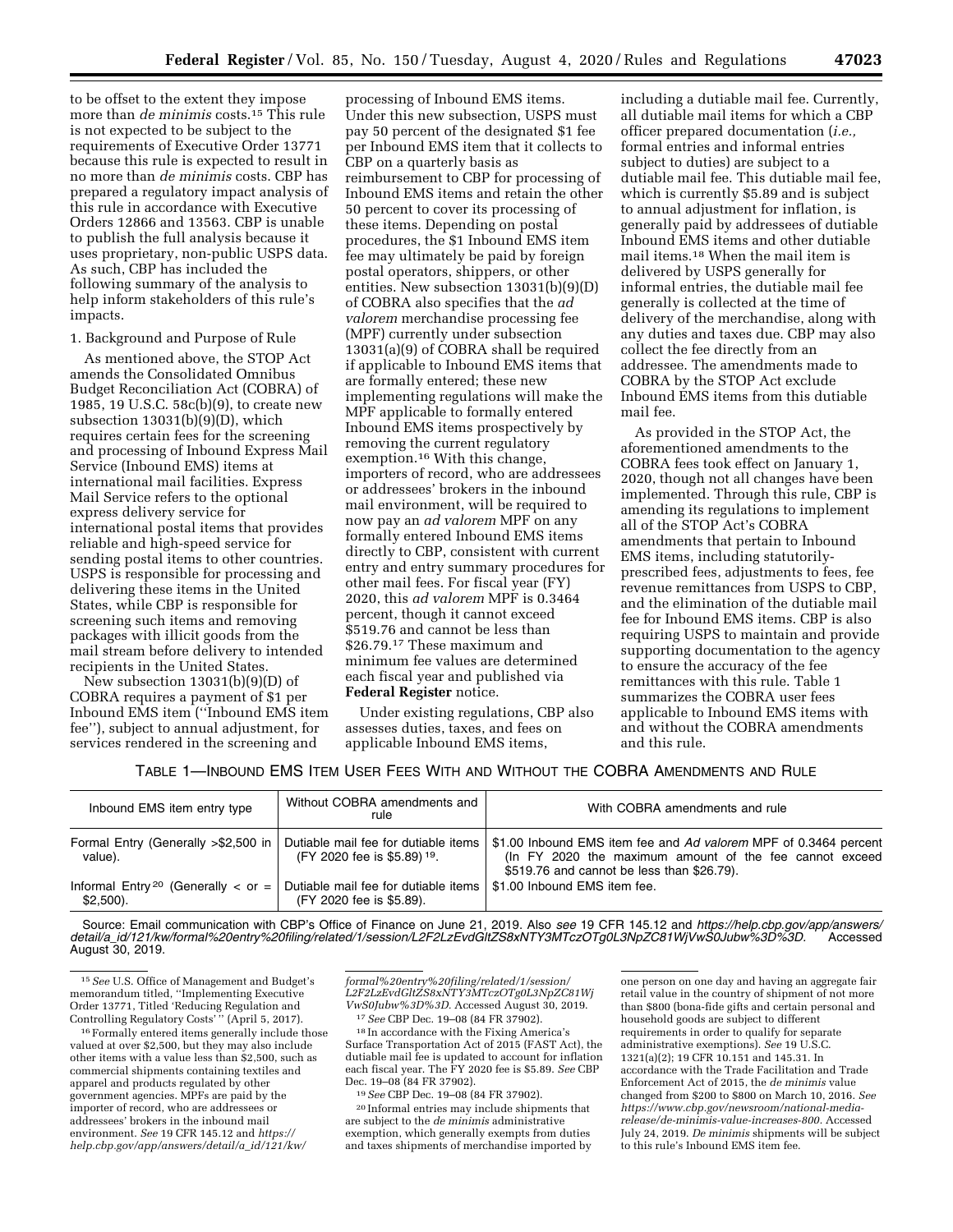to be offset to the extent they impose more than *de minimis* costs.[15] This rule is not expected to be subject to the requirements of Executive Order 13771 because this rule is expected to result in no more than *de minimis* costs. CBP has prepared a regulatory impact analysis of this rule in accordance with Executive Orders 12866 and 13563. CBP is unable to publish the full analysis because it uses proprietary, non-public USPS data. As such, CBP has included the following summary of the analysis to help inform stakeholders of this rule's impacts.

1. Background and Purpose of Rule

As mentioned above, the STOP Act amends the Consolidated Omnibus Budget Reconciliation Act (COBRA) of 1985, 19 U.S.C. 58c(b)(9), to create new subsection 13031(b)(9)(D), which requires certain fees for the screening and processing of Inbound Express Mail Service (Inbound EMS) items at international mail facilities. Express Mail Service refers to the optional express delivery service for international postal items that provides reliable and high-speed service for sending postal items to other countries. USPS is responsible for processing and delivering these items in the United States, while CBP is responsible for screening such items and removing packages with illicit goods from the mail stream before delivery to intended recipients in the United States.

New subsection 13031(b)(9)(D) of COBRA requires a payment of $1 per Inbound EMS item (''Inbound EMS item fee''), subject to annual adjustment, for services rendered in the screening and processing of Inbound EMS items. Under this new subsection, USPS must pay 50 percent of the designated $1 fee per Inbound EMS item that it collects to CBP on a quarterly basis as reimbursement to CBP for processing of Inbound EMS items and retain the other 50 percent to cover its processing of these items. Depending on postal procedures, the $1 Inbound EMS item fee may ultimately be paid by foreign postal operators, shippers, or other entities. New subsection 13031(b)(9)(D) of COBRA also specifies that the *ad valorem* merchandise processing fee (MPF) currently under subsection 13031(a)(9) of COBRA shall be required if applicable to Inbound EMS items that are formally entered; these new implementing regulations will make the MPF applicable to formally entered Inbound EMS items prospectively by removing the current regulatory exemption.[16] With this change, importers of record, who are addressees or addressees' brokers in the inbound mail environment, will be required to now pay an *ad valorem* MPF on any formally entered Inbound EMS items directly to CBP, consistent with current entry and entry summary procedures for other mail fees. For fiscal year (FY) 2020, this *ad valorem* MPF is 0.3464 percent, though it cannot exceed $519.76 and cannot be less than $26.79.[17] These maximum and minimum fee values are determined each fiscal year and published via **Federal Register** notice.

Under existing regulations, CBP also assesses duties, taxes, and fees on applicable Inbound EMS items, including a dutiable mail fee. Currently, all dutiable mail items for which a CBP officer prepared documentation (*i.e.,* formal entries and informal entries subject to duties) are subject to a dutiable mail fee. This dutiable mail fee, which is currently $5.89 and is subject to annual adjustment for inflation, is generally paid by addressees of dutiable Inbound EMS items and other dutiable mail items.[18] When the mail item is delivered by USPS generally for informal entries, the dutiable mail fee generally is collected at the time of delivery of the merchandise, along with any duties and taxes due. CBP may also collect the fee directly from an addressee. The amendments made to COBRA by the STOP Act exclude Inbound EMS items from this dutiable mail fee.

As provided in the STOP Act, the aforementioned amendments to the COBRA fees took effect on January 1, 2020, though not all changes have been implemented. Through this rule, CBP is amending its regulations to implement all of the STOP Act's COBRA amendments that pertain to Inbound EMS items, including statutorily-prescribed fees, adjustments to fees, fee revenue remittances from USPS to CBP, and the elimination of the dutiable mail fee for Inbound EMS items. CBP is also requiring USPS to maintain and provide supporting documentation to the agency to ensure the accuracy of the fee remittances with this rule. Table 1 summarizes the COBRA user fees applicable to Inbound EMS items with and without the COBRA amendments and this rule.

TABLE 1—INBOUND EMS ITEM USER FEES WITH AND WITHOUT THE COBRA AMENDMENTS AND RULE

| Inbound EMS item entry type | Without COBRA amendments and rule | With COBRA amendments and rule |
|---|---|---|
| Formal Entry (Generally >$2,500 in value). | Dutiable mail fee for dutiable items (FY 2020 fee is $5.89) [19]. | $1.00 Inbound EMS item fee and *Ad valorem* MPF of 0.3464 percent (In FY 2020 the maximum amount of the fee cannot exceed $519.76 and cannot be less than $26.79). |
| Informal Entry [20] (Generally < or = $2,500). | Dutiable mail fee for dutiable items (FY 2020 fee is $5.89). | $1.00 Inbound EMS item fee. |

Source: Email communication with CBP's Office of Finance on June 21, 2019. Also *see* 19 CFR 145.12 and *https://help.cbp.gov/app/answers/detail/a_id/121/kw/formal%20entry%20filing/related/1/session/L2F2LzEvdGltZS8xNTY3MTczOTg0L3NpZC81WjVwS0Jubw%3D%3D.* Accessed August 30, 2019.

[15] *See* U.S. Office of Management and Budget's memorandum titled, ''Implementing Executive Order 13771, Titled 'Reducing Regulation and Controlling Regulatory Costs' '' (April 5, 2017).

[16] Formally entered items generally include those valued at over $2,500, but they may also include other items with a value less than $2,500, such as commercial shipments containing textiles and apparel and products regulated by other government agencies. MPFs are paid by the importer of record, who are addressees or addressees' brokers in the inbound mail environment. *See* 19 CFR 145.12 and *https://help.cbp.gov/app/answers/detail/a_id/121/kw/formal%20entry%20filing/related/1/session/L2F2LzEvdGltZS8xNTY3MTczOTg0L3NpZC81WjVwS0Jubw%3D%3D.* Accessed August 30, 2019.

[17] *See* CBP Dec. 19–08 (84 FR 37902).

[18] In accordance with the Fixing America's Surface Transportation Act of 2015 (FAST Act), the dutiable mail fee is updated to account for inflation each fiscal year. The FY 2020 fee is $5.89. *See* CBP Dec. 19–08 (84 FR 37902).

[19] *See* CBP Dec. 19–08 (84 FR 37902).

[20] Informal entries may include shipments that are subject to the *de minimis* administrative exemption, which generally exempts from duties and taxes shipments of merchandise imported by one person on one day and having an aggregate fair retail value in the country of shipment of not more than $800 (bona-fide gifts and certain personal and household goods are subject to different requirements in order to qualify for separate administrative exemptions). *See* 19 U.S.C. 1321(a)(2); 19 CFR 10.151 and 145.31. In accordance with the Trade Facilitation and Trade Enforcement Act of 2015, the *de minimis* value changed from $200 to $800 on March 10, 2016. *See https://www.cbp.gov/newsroom/national-media-release/de-minimis-value-increases-800.* Accessed July 24, 2019. *De minimis* shipments will be subject to this rule's Inbound EMS item fee.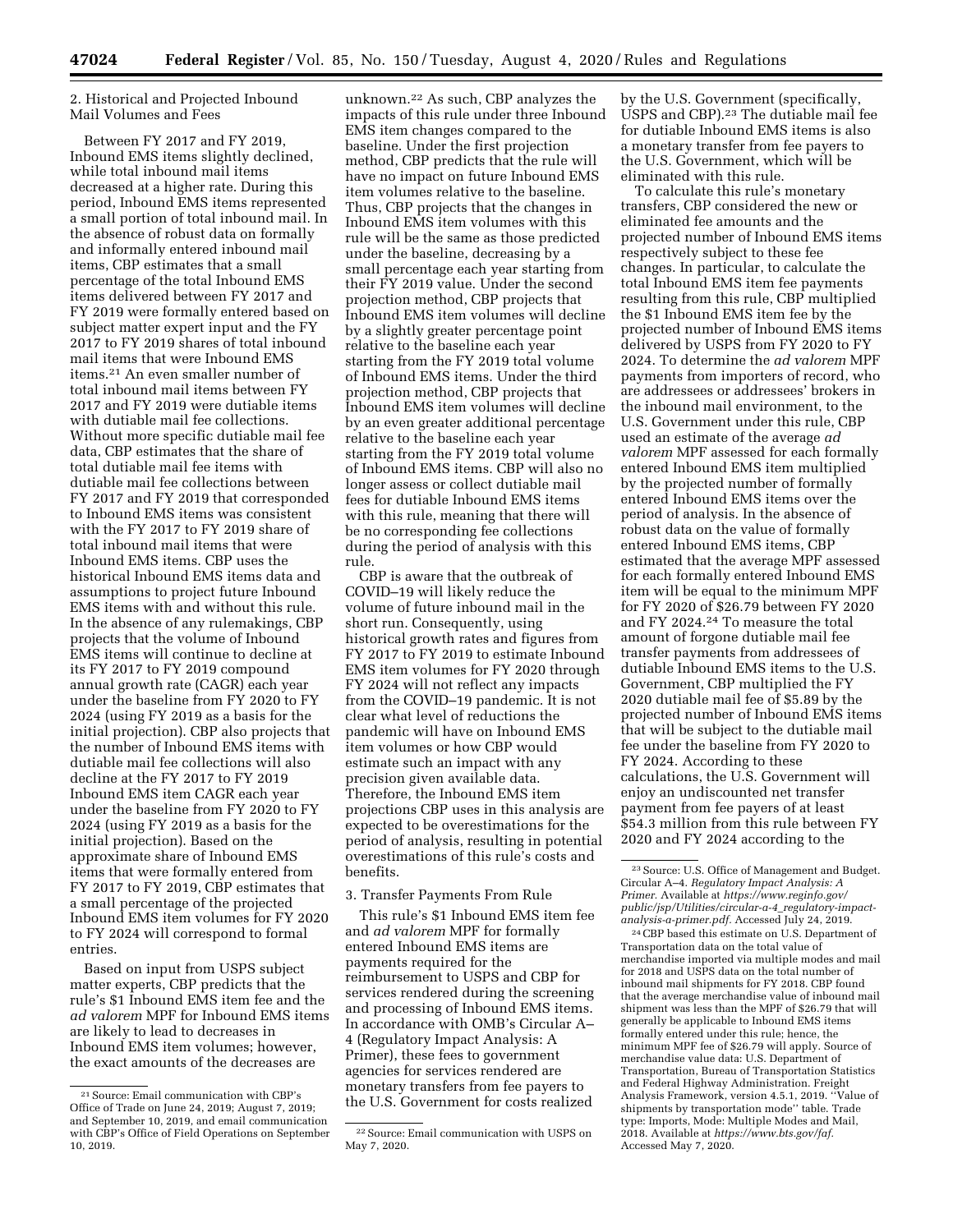2. Historical and Projected Inbound Mail Volumes and Fees

Between FY 2017 and FY 2019, Inbound EMS items slightly declined, while total inbound mail items decreased at a higher rate. During this period, Inbound EMS items represented a small portion of total inbound mail. In the absence of robust data on formally and informally entered inbound mail items, CBP estimates that a small percentage of the total Inbound EMS items delivered between FY 2017 and FY 2019 were formally entered based on subject matter expert input and the FY 2017 to FY 2019 shares of total inbound mail items that were Inbound EMS items.[21] An even smaller number of total inbound mail items between FY 2017 and FY 2019 were dutiable items with dutiable mail fee collections. Without more specific dutiable mail fee data, CBP estimates that the share of total dutiable mail fee items with dutiable mail fee collections between FY 2017 and FY 2019 that corresponded to Inbound EMS items was consistent with the FY 2017 to FY 2019 share of total inbound mail items that were Inbound EMS items. CBP uses the historical Inbound EMS items data and assumptions to project future Inbound EMS items with and without this rule. In the absence of any rulemakings, CBP projects that the volume of Inbound EMS items will continue to decline at its FY 2017 to FY 2019 compound annual growth rate (CAGR) each year under the baseline from FY 2020 to FY 2024 (using FY 2019 as a basis for the initial projection). CBP also projects that the number of Inbound EMS items with dutiable mail fee collections will also decline at the FY 2017 to FY 2019 Inbound EMS item CAGR each year under the baseline from FY 2020 to FY 2024 (using FY 2019 as a basis for the initial projection). Based on the approximate share of Inbound EMS items that were formally entered from FY 2017 to FY 2019, CBP estimates that a small percentage of the projected Inbound EMS item volumes for FY 2020 to FY 2024 will correspond to formal entries.

Based on input from USPS subject matter experts, CBP predicts that the rule's $1 Inbound EMS item fee and the *ad valorem* MPF for Inbound EMS items are likely to lead to decreases in Inbound EMS item volumes; however, the exact amounts of the decreases are unknown.[22] As such, CBP analyzes the impacts of this rule under three Inbound EMS item changes compared to the baseline. Under the first projection method, CBP predicts that the rule will have no impact on future Inbound EMS item volumes relative to the baseline. Thus, CBP projects that the changes in Inbound EMS item volumes with this rule will be the same as those predicted under the baseline, decreasing by a small percentage each year starting from their FY 2019 value. Under the second projection method, CBP projects that Inbound EMS item volumes will decline by a slightly greater percentage point relative to the baseline each year starting from the FY 2019 total volume of Inbound EMS items. Under the third projection method, CBP projects that Inbound EMS item volumes will decline by an even greater additional percentage relative to the baseline each year starting from the FY 2019 total volume of Inbound EMS items. CBP will also no longer assess or collect dutiable mail fees for dutiable Inbound EMS items with this rule, meaning that there will be no corresponding fee collections during the period of analysis with this rule.

CBP is aware that the outbreak of COVID–19 will likely reduce the volume of future inbound mail in the short run. Consequently, using historical growth rates and figures from FY 2017 to FY 2019 to estimate Inbound EMS item volumes for FY 2020 through FY 2024 will not reflect any impacts from the COVID–19 pandemic. It is not clear what level of reductions the pandemic will have on Inbound EMS item volumes or how CBP would estimate such an impact with any precision given available data. Therefore, the Inbound EMS item projections CBP uses in this analysis are expected to be overestimations for the period of analysis, resulting in potential overestimations of this rule's costs and benefits.

3. Transfer Payments From Rule

This rule's $1 Inbound EMS item fee and *ad valorem* MPF for formally entered Inbound EMS items are payments required for the reimbursement to USPS and CBP for services rendered during the screening and processing of Inbound EMS items. In accordance with OMB's Circular A–4 (Regulatory Impact Analysis: A Primer), these fees to government agencies for services rendered are monetary transfers from fee payers to the U.S. Government for costs realized by the U.S. Government (specifically, USPS and CBP).[23] The dutiable mail fee for dutiable Inbound EMS items is also a monetary transfer from fee payers to the U.S. Government, which will be eliminated with this rule.

To calculate this rule's monetary transfers, CBP considered the new or eliminated fee amounts and the projected number of Inbound EMS items respectively subject to these fee changes. In particular, to calculate the total Inbound EMS item fee payments resulting from this rule, CBP multiplied the $1 Inbound EMS item fee by the projected number of Inbound EMS items delivered by USPS from FY 2020 to FY 2024. To determine the *ad valorem* MPF payments from importers of record, who are addressees or addressees' brokers in the inbound mail environment, to the U.S. Government under this rule, CBP used an estimate of the average *ad valorem* MPF assessed for each formally entered Inbound EMS item multiplied by the projected number of formally entered Inbound EMS items over the period of analysis. In the absence of robust data on the value of formally entered Inbound EMS items, CBP estimated that the average MPF assessed for each formally entered Inbound EMS item will be equal to the minimum MPF for FY 2020 of $26.79 between FY 2020 and FY 2024.[24] To measure the total amount of forgone dutiable mail fee transfer payments from addressees of dutiable Inbound EMS items to the U.S. Government, CBP multiplied the FY 2020 dutiable mail fee of $5.89 by the projected number of Inbound EMS items that will be subject to the dutiable mail fee under the baseline from FY 2020 to FY 2024. According to these calculations, the U.S. Government will enjoy an undiscounted net transfer payment from fee payers of at least $54.3 million from this rule between FY 2020 and FY 2024 according to the

---

[21] Source: Email communication with CBP's Office of Trade on June 24, 2019; August 7, 2019; and September 10, 2019, and email communication with CBP's Office of Field Operations on September 10, 2019.

[22] Source: Email communication with USPS on May 7, 2020.

[23] Source: U.S. Office of Management and Budget. Circular A–4. *Regulatory Impact Analysis: A Primer.* Available at *https://www.reginfo.gov/public/jsp/Utilities/circular-a-4_regulatory-impact-analysis-a-primer.pdf.* Accessed July 24, 2019.

[24] CBP based this estimate on U.S. Department of Transportation data on the total value of merchandise imported via multiple modes and mail for 2018 and USPS data on the total number of inbound mail shipments for FY 2018. CBP found that the average merchandise value of inbound mail shipment was less than the MPF of $26.79 that will generally be applicable to Inbound EMS items formally entered under this rule; hence, the minimum MPF fee of $26.79 will apply. Source of merchandise value data: U.S. Department of Transportation, Bureau of Transportation Statistics and Federal Highway Administration. Freight Analysis Framework, version 4.5.1, 2019. ''Value of shipments by transportation mode'' table. Trade type: Imports, Mode: Multiple Modes and Mail, 2018. Available at *https://www.bts.gov/faf.* Accessed May 7, 2020.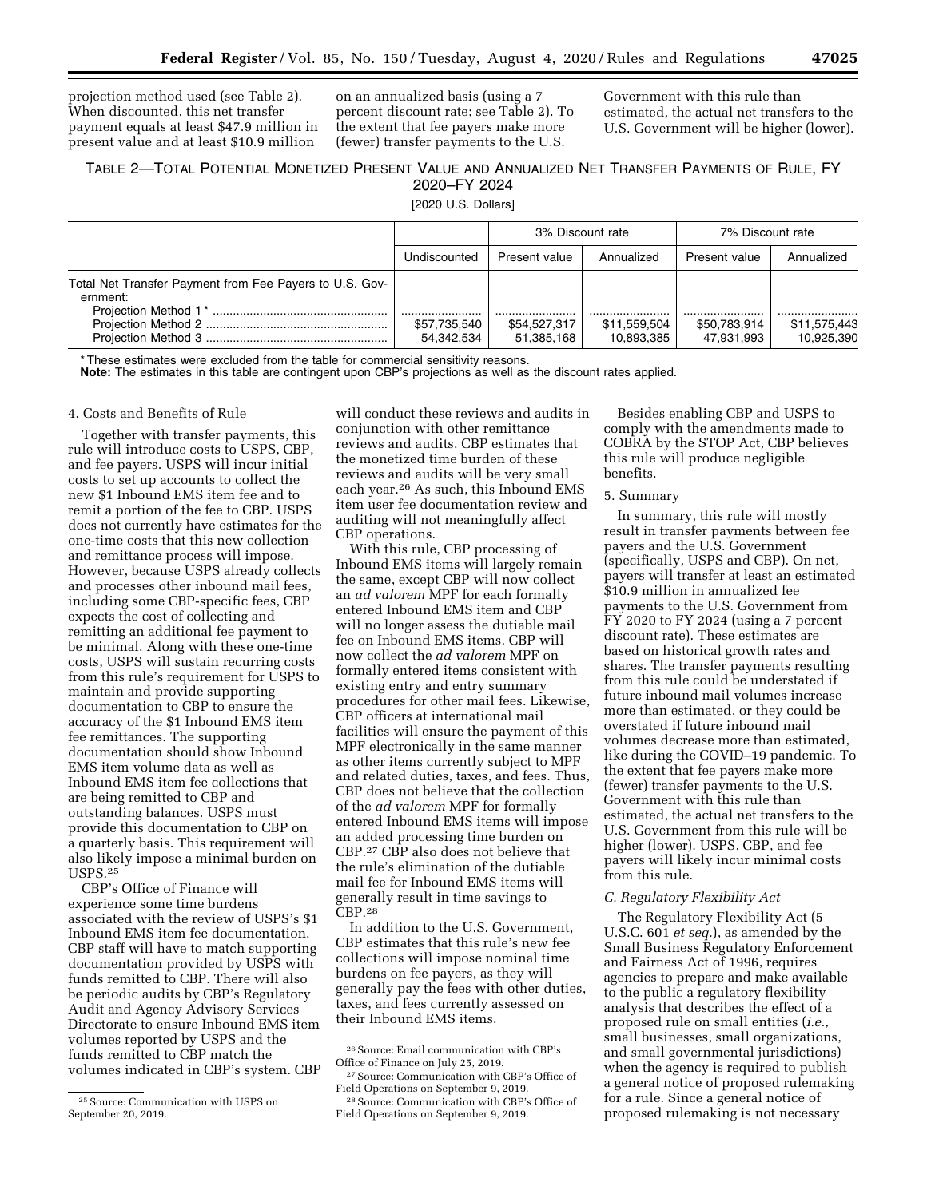projection method used (see Table 2). When discounted, this net transfer payment equals at least $47.9 million in present value and at least $10.9 million on an annualized basis (using a 7 percent discount rate; see Table 2). To the extent that fee payers make more (fewer) transfer payments to the U.S. Government with this rule than estimated, the actual net transfers to the U.S. Government will be higher (lower).

TABLE 2—TOTAL POTENTIAL MONETIZED PRESENT VALUE AND ANNUALIZED NET TRANSFER PAYMENTS OF RULE, FY 2020–FY 2024

[2020 U.S. Dollars]

| | | 3% Discount rate | | 7% Discount rate | |
|---|---|---|---|---|---|
| | Undiscounted | Present value | Annualized | Present value | Annualized |
| Total Net Transfer Payment from Fee Payers to U.S. Government: | | | | | |
| Projection Method 1 * | | | | | |
| Projection Method 2 | $57,735,540 | $54,527,317 | $11,559,504 | $50,783,914 | $11,575,443 |
| Projection Method 3 | 54,342,534 | 51,385,168 | 10,893,385 | 47,931,993 | 10,925,390 |

* These estimates were excluded from the table for commercial sensitivity reasons.

**Note:** The estimates in this table are contingent upon CBP's projections as well as the discount rates applied.

4. Costs and Benefits of Rule

Together with transfer payments, this rule will introduce costs to USPS, CBP, and fee payers. USPS will incur initial costs to set up accounts to collect the new $1 Inbound EMS item fee and to remit a portion of the fee to CBP. USPS does not currently have estimates for the one-time costs that this new collection and remittance process will impose. However, because USPS already collects and processes other inbound mail fees, including some CBP-specific fees, CBP expects the cost of collecting and remitting an additional fee payment to be minimal. Along with these one-time costs, USPS will sustain recurring costs from this rule's requirement for USPS to maintain and provide supporting documentation to CBP to ensure the accuracy of the $1 Inbound EMS item fee remittances. The supporting documentation should show Inbound EMS item volume data as well as Inbound EMS item fee collections that are being remitted to CBP and outstanding balances. USPS must provide this documentation to CBP on a quarterly basis. This requirement will also likely impose a minimal burden on USPS.[25]

CBP's Office of Finance will experience some time burdens associated with the review of USPS's $1 Inbound EMS item fee documentation. CBP staff will have to match supporting documentation provided by USPS with funds remitted to CBP. There will also be periodic audits by CBP's Regulatory Audit and Agency Advisory Services Directorate to ensure Inbound EMS item volumes reported by USPS and the funds remitted to CBP match the volumes indicated in CBP's system. CBP will conduct these reviews and audits in conjunction with other remittance reviews and audits. CBP estimates that the monetized time burden of these reviews and audits will be very small each year.[26] As such, this Inbound EMS item user fee documentation review and auditing will not meaningfully affect CBP operations.

With this rule, CBP processing of Inbound EMS items will largely remain the same, except CBP will now collect an *ad valorem* MPF for each formally entered Inbound EMS item and CBP will no longer assess the dutiable mail fee on Inbound EMS items. CBP will now collect the *ad valorem* MPF on formally entered items consistent with existing entry and entry summary procedures for other mail fees. Likewise, CBP officers at international mail facilities will ensure the payment of this MPF electronically in the same manner as other items currently subject to MPF and related duties, taxes, and fees. Thus, CBP does not believe that the collection of the *ad valorem* MPF for formally entered Inbound EMS items will impose an added processing time burden on CBP.[27] CBP also does not believe that the rule's elimination of the dutiable mail fee for Inbound EMS items will generally result in time savings to CBP.[28]

In addition to the U.S. Government, CBP estimates that this rule's new fee collections will impose nominal time burdens on fee payers, as they will generally pay the fees with other duties, taxes, and fees currently assessed on their Inbound EMS items.

Besides enabling CBP and USPS to comply with the amendments made to COBRA by the STOP Act, CBP believes this rule will produce negligible benefits.

5. Summary

In summary, this rule will mostly result in transfer payments between fee payers and the U.S. Government (specifically, USPS and CBP). On net, payers will transfer at least an estimated $10.9 million in annualized fee payments to the U.S. Government from FY 2020 to FY 2024 (using a 7 percent discount rate). These estimates are based on historical growth rates and shares. The transfer payments resulting from this rule could be understated if future inbound mail volumes increase more than estimated, or they could be overstated if future inbound mail volumes decrease more than estimated, like during the COVID–19 pandemic. To the extent that fee payers make more (fewer) transfer payments to the U.S. Government with this rule than estimated, the actual net transfers to the U.S. Government from this rule will be higher (lower). USPS, CBP, and fee payers will likely incur minimal costs from this rule.

### *C. Regulatory Flexibility Act*

The Regulatory Flexibility Act (5 U.S.C. 601 *et seq.*), as amended by the Small Business Regulatory Enforcement and Fairness Act of 1996, requires agencies to prepare and make available to the public a regulatory flexibility analysis that describes the effect of a proposed rule on small entities (*i.e.,* small businesses, small organizations, and small governmental jurisdictions) when the agency is required to publish a general notice of proposed rulemaking for a rule. Since a general notice of proposed rulemaking is not necessary

---

[25] Source: Communication with USPS on September 20, 2019.

[26] Source: Email communication with CBP's Office of Finance on July 25, 2019.

[27] Source: Communication with CBP's Office of Field Operations on September 9, 2019.

[28] Source: Communication with CBP's Office of Field Operations on September 9, 2019.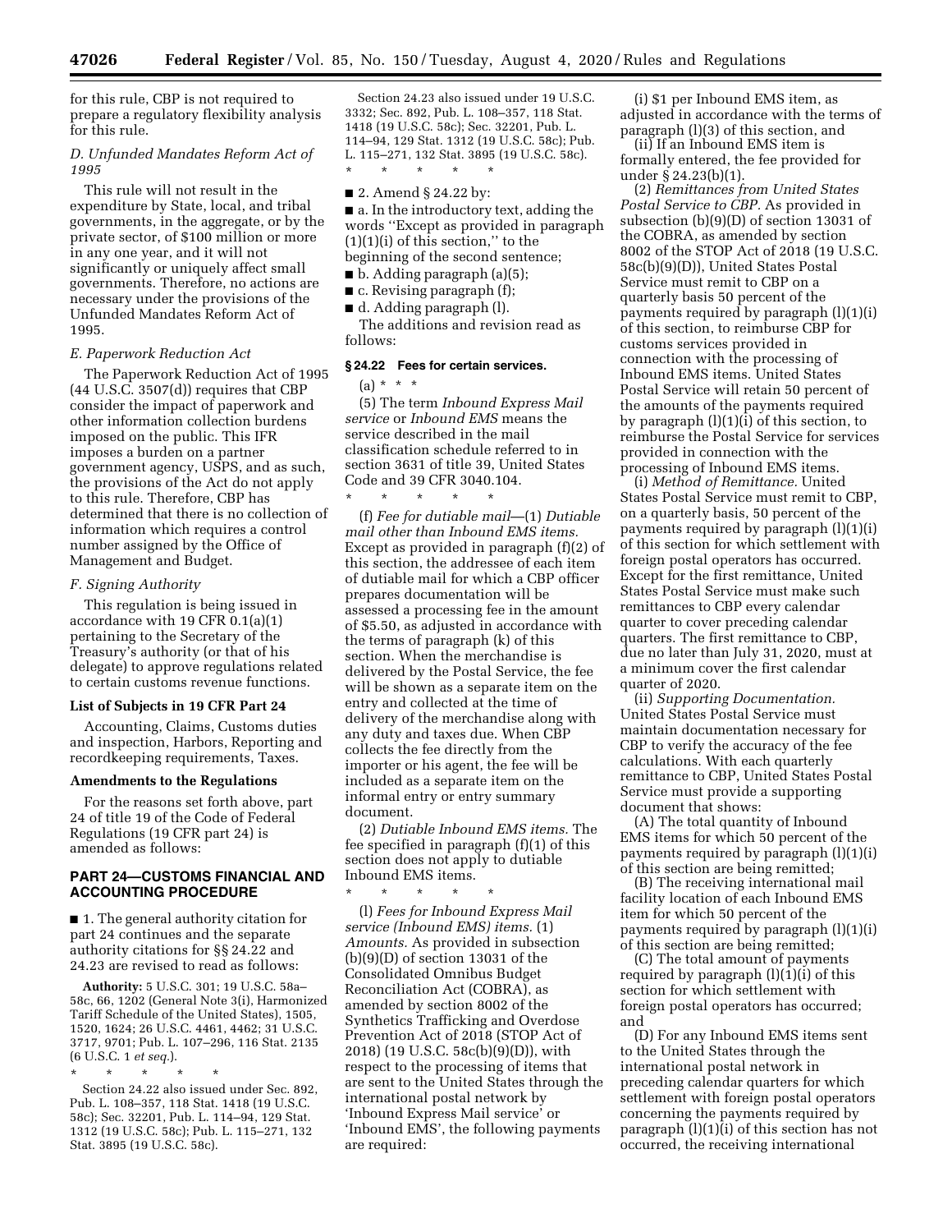for this rule, CBP is not required to prepare a regulatory flexibility analysis for this rule.

### D. Unfunded Mandates Reform Act of 1995

This rule will not result in the expenditure by State, local, and tribal governments, in the aggregate, or by the private sector, of $100 million or more in any one year, and it will not significantly or uniquely affect small governments. Therefore, no actions are necessary under the provisions of the Unfunded Mandates Reform Act of 1995.

### E. Paperwork Reduction Act

The Paperwork Reduction Act of 1995 (44 U.S.C. 3507(d)) requires that CBP consider the impact of paperwork and other information collection burdens imposed on the public. This IFR imposes a burden on a partner government agency, USPS, and as such, the provisions of the Act do not apply to this rule. Therefore, CBP has determined that there is no collection of information which requires a control number assigned by the Office of Management and Budget.

### F. Signing Authority

This regulation is being issued in accordance with 19 CFR 0.1(a)(1) pertaining to the Secretary of the Treasury's authority (or that of his delegate) to approve regulations related to certain customs revenue functions.

## List of Subjects in 19 CFR Part 24

Accounting, Claims, Customs duties and inspection, Harbors, Reporting and recordkeeping requirements, Taxes.

## Amendments to the Regulations

For the reasons set forth above, part 24 of title 19 of the Code of Federal Regulations (19 CFR part 24) is amended as follows:

## PART 24—CUSTOMS FINANCIAL AND ACCOUNTING PROCEDURE

■ 1. The general authority citation for part 24 continues and the separate authority citations for §§ 24.22 and 24.23 are revised to read as follows:

**Authority:** 5 U.S.C. 301; 19 U.S.C. 58a–58c, 66, 1202 (General Note 3(i), Harmonized Tariff Schedule of the United States), 1505, 1520, 1624; 26 U.S.C. 4461, 4462; 31 U.S.C. 3717, 9701; Pub. L. 107–296, 116 Stat. 2135 (6 U.S.C. 1 *et seq.*).

\* \* \* \* \*

Section 24.22 also issued under Sec. 892, Pub. L. 108–357, 118 Stat. 1418 (19 U.S.C. 58c); Sec. 32201, Pub. L. 114–94, 129 Stat. 1312 (19 U.S.C. 58c); Pub. L. 115–271, 132 Stat. 3895 (19 U.S.C. 58c).

Section 24.23 also issued under 19 U.S.C. 3332; Sec. 892, Pub. L. 108–357, 118 Stat. 1418 (19 U.S.C. 58c); Sec. 32201, Pub. L. 114–94, 129 Stat. 1312 (19 U.S.C. 58c); Pub. L. 115–271, 132 Stat. 3895 (19 U.S.C. 58c).

\* \* \* \* \*

■ 2. Amend § 24.22 by:

■ a. In the introductory text, adding the words "Except as provided in paragraph (1)(1)(i) of this section," to the beginning of the second sentence;

■ b. Adding paragraph (a)(5);

■ c. Revising paragraph (f);

■ d. Adding paragraph (l).

The additions and revision read as follows:

### § 24.22 Fees for certain services.

(a) \* \* \*

(5) The term *Inbound Express Mail service* or *Inbound EMS* means the service described in the mail classification schedule referred to in section 3631 of title 39, United States Code and 39 CFR 3040.104.

\* \* \* \* \*

(f) *Fee for dutiable mail*—(1) *Dutiable mail other than Inbound EMS items.* Except as provided in paragraph (f)(2) of this section, the addressee of each item of dutiable mail for which a CBP officer prepares documentation will be assessed a processing fee in the amount of $5.50, as adjusted in accordance with the terms of paragraph (k) of this section. When the merchandise is delivered by the Postal Service, the fee will be shown as a separate item on the entry and collected at the time of delivery of the merchandise along with any duty and taxes due. When CBP collects the fee directly from the importer or his agent, the fee will be included as a separate item on the informal entry or entry summary document.

(2) *Dutiable Inbound EMS items.* The fee specified in paragraph (f)(1) of this section does not apply to dutiable Inbound EMS items.

\* \* \* \* \*

(l) *Fees for Inbound Express Mail service (Inbound EMS) items.* (1) *Amounts.* As provided in subsection (b)(9)(D) of section 13031 of the Consolidated Omnibus Budget Reconciliation Act (COBRA), as amended by section 8002 of the Synthetics Trafficking and Overdose Prevention Act of 2018 (STOP Act of 2018) (19 U.S.C. 58c(b)(9)(D)), with respect to the processing of items that are sent to the United States through the international postal network by 'Inbound Express Mail service' or 'Inbound EMS', the following payments are required:

(i) $1 per Inbound EMS item, as adjusted in accordance with the terms of paragraph (l)(3) of this section, and

(ii) If an Inbound EMS item is formally entered, the fee provided for under § 24.23(b)(1).

(2) *Remittances from United States Postal Service to CBP.* As provided in subsection (b)(9)(D) of section 13031 of the COBRA, as amended by section 8002 of the STOP Act of 2018 (19 U.S.C. 58c(b)(9)(D)), United States Postal Service must remit to CBP on a quarterly basis 50 percent of the payments required by paragraph (l)(1)(i) of this section, to reimburse CBP for customs services provided in connection with the processing of Inbound EMS items. United States Postal Service will retain 50 percent of the amounts of the payments required by paragraph (l)(1)(i) of this section, to reimburse the Postal Service for services provided in connection with the processing of Inbound EMS items.

(i) *Method of Remittance.* United States Postal Service must remit to CBP, on a quarterly basis, 50 percent of the payments required by paragraph (l)(1)(i) of this section for which settlement with foreign postal operators has occurred. Except for the first remittance, United States Postal Service must make such remittances to CBP every calendar quarter to cover preceding calendar quarters. The first remittance to CBP, due no later than July 31, 2020, must at a minimum cover the first calendar quarter of 2020.

(ii) *Supporting Documentation.* United States Postal Service must maintain documentation necessary for CBP to verify the accuracy of the fee calculations. With each quarterly remittance to CBP, United States Postal Service must provide a supporting document that shows:

(A) The total quantity of Inbound EMS items for which 50 percent of the payments required by paragraph (l)(1)(i) of this section are being remitted;

(B) The receiving international mail facility location of each Inbound EMS item for which 50 percent of the payments required by paragraph (l)(1)(i) of this section are being remitted;

(C) The total amount of payments required by paragraph (l)(1)(i) of this section for which settlement with foreign postal operators has occurred; and

(D) For any Inbound EMS items sent to the United States through the international postal network in preceding calendar quarters for which settlement with foreign postal operators concerning the payments required by paragraph (l)(1)(i) of this section has not occurred, the receiving international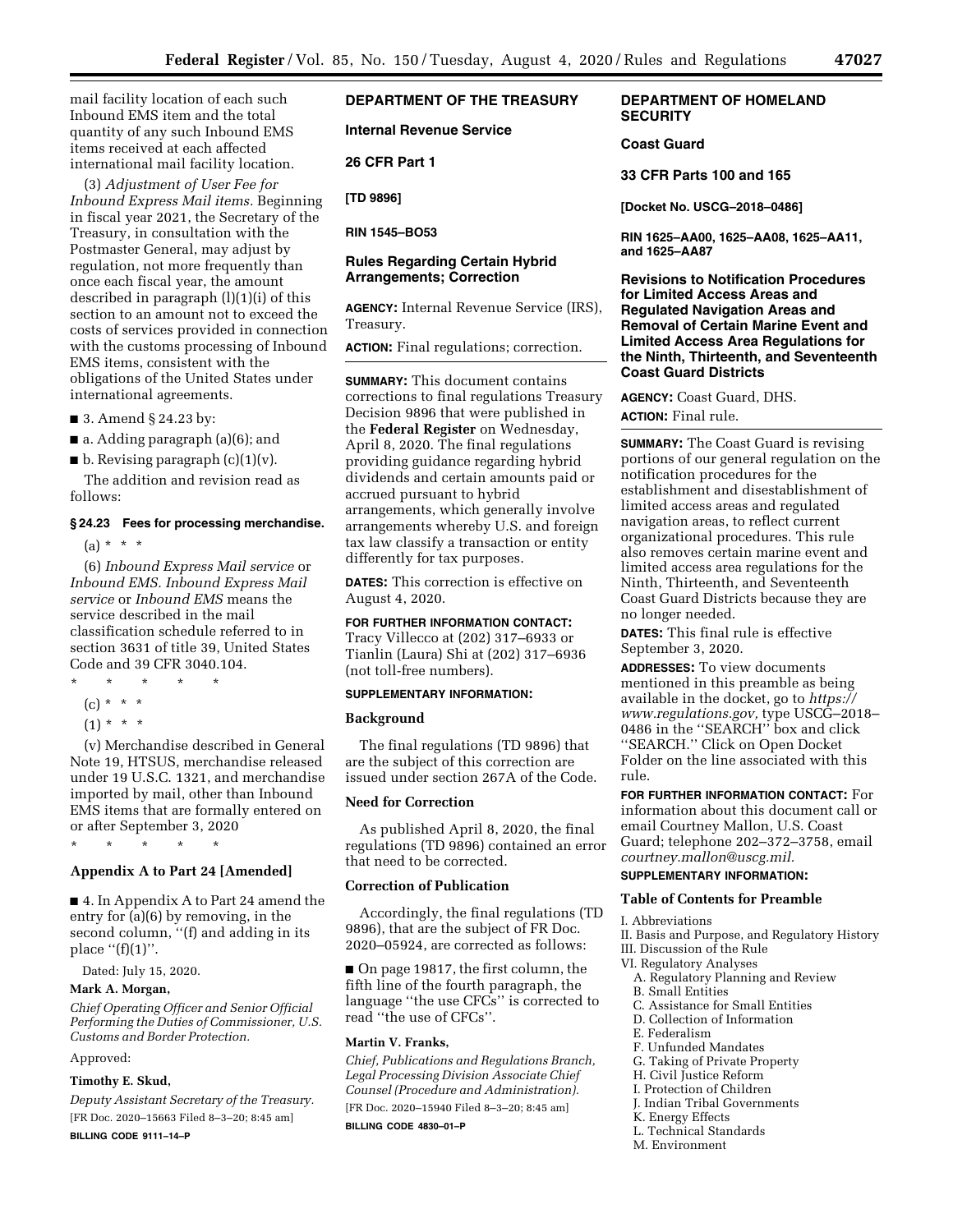mail facility location of each such Inbound EMS item and the total quantity of any such Inbound EMS items received at each affected international mail facility location.

(3) *Adjustment of User Fee for Inbound Express Mail items.* Beginning in fiscal year 2021, the Secretary of the Treasury, in consultation with the Postmaster General, may adjust by regulation, not more frequently than once each fiscal year, the amount described in paragraph (l)(1)(i) of this section to an amount not to exceed the costs of services provided in connection with the customs processing of Inbound EMS items, consistent with the obligations of the United States under international agreements.

■ 3. Amend § 24.23 by:

■ a. Adding paragraph (a)(6); and

■ b. Revising paragraph (c)(1)(v).

The addition and revision read as follows:

**§ 24.23 Fees for processing merchandise.**

(a) * * *

(6) *Inbound Express Mail service* or *Inbound EMS. Inbound Express Mail service* or *Inbound EMS* means the service described in the mail classification schedule referred to in section 3631 of title 39, United States Code and 39 CFR 3040.104.

\* \* \* \* \*

(c) * * *

(1) * * *

(v) Merchandise described in General Note 19, HTSUS, merchandise released under 19 U.S.C. 1321, and merchandise imported by mail, other than Inbound EMS items that are formally entered on or after September 3, 2020

\* \* \* \* \*

**Appendix A to Part 24 [Amended]**

■ 4. In Appendix A to Part 24 amend the entry for (a)(6) by removing, in the second column, ''(f) and adding in its place ''(f)(1)''.

Dated: July 15, 2020.

**Mark A. Morgan,**

*Chief Operating Officer and Senior Official Performing the Duties of Commissioner, U.S. Customs and Border Protection.*

Approved:

**Timothy E. Skud,**

*Deputy Assistant Secretary of the Treasury.*

[FR Doc. 2020–15663 Filed 8–3–20; 8:45 am]

**BILLING CODE 9111–14–P**

## DEPARTMENT OF THE TREASURY

**Internal Revenue Service**

**26 CFR Part 1**

**[TD 9896]**

**RIN 1545–BO53**

### Rules Regarding Certain Hybrid Arrangements; Correction

**AGENCY:** Internal Revenue Service (IRS), Treasury.

**ACTION:** Final regulations; correction.

**SUMMARY:** This document contains corrections to final regulations Treasury Decision 9896 that were published in the **Federal Register** on Wednesday, April 8, 2020. The final regulations providing guidance regarding hybrid dividends and certain amounts paid or accrued pursuant to hybrid arrangements, which generally involve arrangements whereby U.S. and foreign tax law classify a transaction or entity differently for tax purposes.

**DATES:** This correction is effective on August 4, 2020.

**FOR FURTHER INFORMATION CONTACT:** Tracy Villecco at (202) 317–6933 or Tianlin (Laura) Shi at (202) 317–6936 (not toll-free numbers).

**SUPPLEMENTARY INFORMATION:**

**Background**

The final regulations (TD 9896) that are the subject of this correction are issued under section 267A of the Code.

**Need for Correction**

As published April 8, 2020, the final regulations (TD 9896) contained an error that need to be corrected.

**Correction of Publication**

Accordingly, the final regulations (TD 9896), that are the subject of FR Doc. 2020–05924, are corrected as follows:

■ On page 19817, the first column, the fifth line of the fourth paragraph, the language ''the use CFCs'' is corrected to read ''the use of CFCs''.

**Martin V. Franks,**

*Chief, Publications and Regulations Branch, Legal Processing Division Associate Chief Counsel (Procedure and Administration).*

[FR Doc. 2020–15940 Filed 8–3–20; 8:45 am]

**BILLING CODE 4830–01–P**

## DEPARTMENT OF HOMELAND SECURITY

**Coast Guard**

**33 CFR Parts 100 and 165**

**[Docket No. USCG–2018–0486]**

**RIN 1625–AA00, 1625–AA08, 1625–AA11, and 1625–AA87**

### Revisions to Notification Procedures for Limited Access Areas and Regulated Navigation Areas and Removal of Certain Marine Event and Limited Access Area Regulations for the Ninth, Thirteenth, and Seventeenth Coast Guard Districts

**AGENCY:** Coast Guard, DHS.

**ACTION:** Final rule.

**SUMMARY:** The Coast Guard is revising portions of our general regulation on the notification procedures for the establishment and disestablishment of limited access areas and regulated navigation areas, to reflect current organizational procedures. This rule also removes certain marine event and limited access area regulations for the Ninth, Thirteenth, and Seventeenth Coast Guard Districts because they are no longer needed.

**DATES:** This final rule is effective September 3, 2020.

**ADDRESSES:** To view documents mentioned in this preamble as being available in the docket, go to *https://www.regulations.gov,* type USCG–2018–0486 in the ''SEARCH'' box and click ''SEARCH.'' Click on Open Docket Folder on the line associated with this rule.

**FOR FURTHER INFORMATION CONTACT:** For information about this document call or email Courtney Mallon, U.S. Coast Guard; telephone 202–372–3758, email *courtney.mallon@uscg.mil.*

**SUPPLEMENTARY INFORMATION:**

**Table of Contents for Preamble**

I. Abbreviations
II. Basis and Purpose, and Regulatory History
III. Discussion of the Rule
VI. Regulatory Analyses
- A. Regulatory Planning and Review
- B. Small Entities
- C. Assistance for Small Entities
- D. Collection of Information
- E. Federalism
- F. Unfunded Mandates
- G. Taking of Private Property
- H. Civil Justice Reform
- I. Protection of Children
- J. Indian Tribal Governments
- K. Energy Effects
- L. Technical Standards
- M. Environment